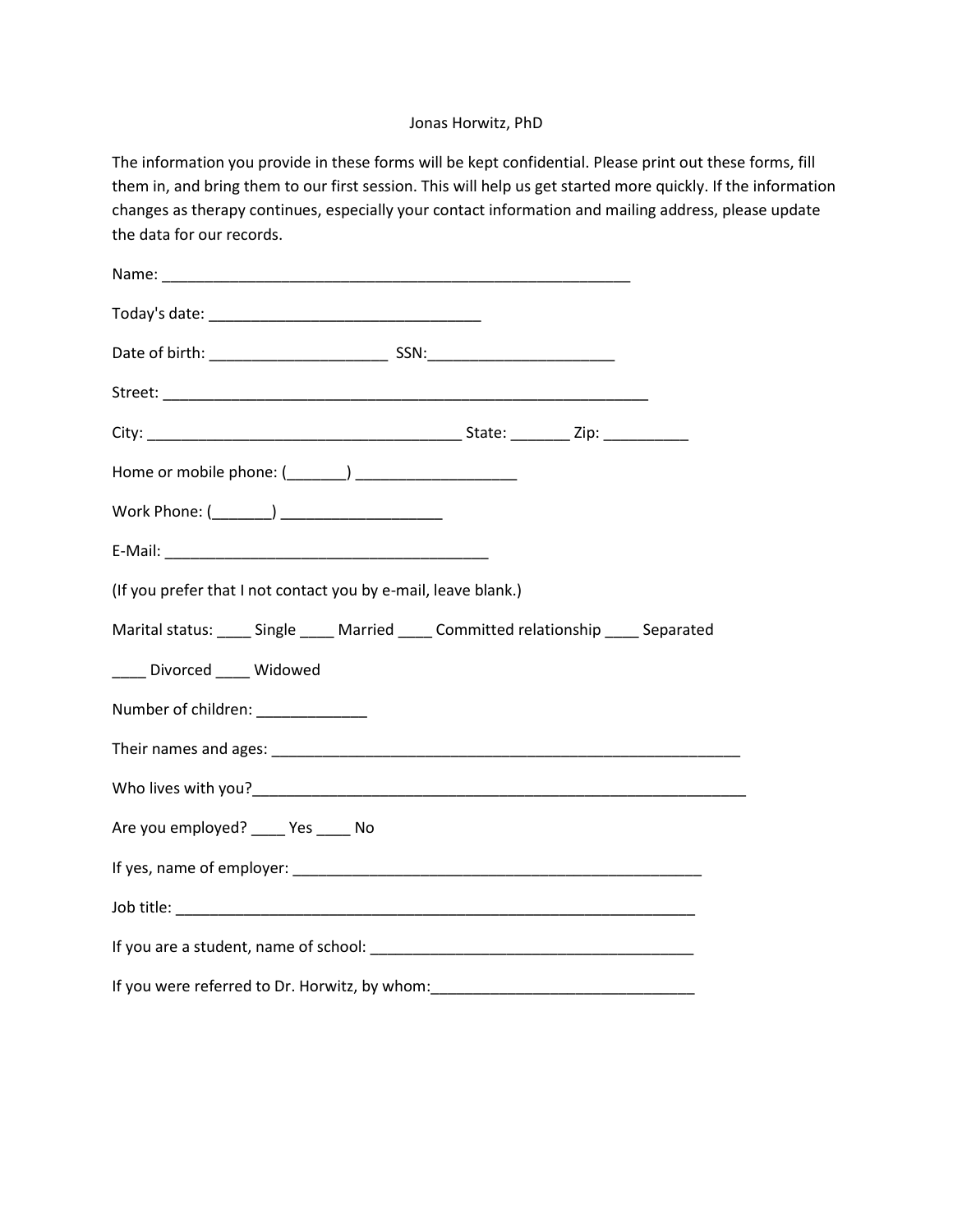Jonas Horwitz, PhD

The information you provide in these forms will be kept confidential. Please print out these forms, fill them in, and bring them to our first session. This will help us get started more quickly. If the information changes as therapy continues, especially your contact information and mailing address, please update the data for our records.

Name: ___________________________________________________________

Today's date: ___________________________________

Date of birth: ______________________ SSN:_______________________

Street: ______________________________________________________________

City: ________________________________________ State: _______ Zip: __________

Home or mobile phone: (_______) ___________________

Work Phone: (_______) ___________________

E-Mail: _________________________________________

(If you prefer that I not contact you by e-mail, leave blank.)

Marital status: ____ Single ____ Married ____ Committed relationship ____ Separated

____ Divorced ____ Widowed

Number of children: _____________

Their names and ages: ____________________________________________________________

Who lives with you?_______________________________________________________________

Are you employed? ____ Yes ____ No

If yes, name of employer: ____________________________________________________

Job title: __________________________________________________________________

If you are a student, name of school: ________________________________________

If you were referred to Dr. Horwitz, by whom:________________________________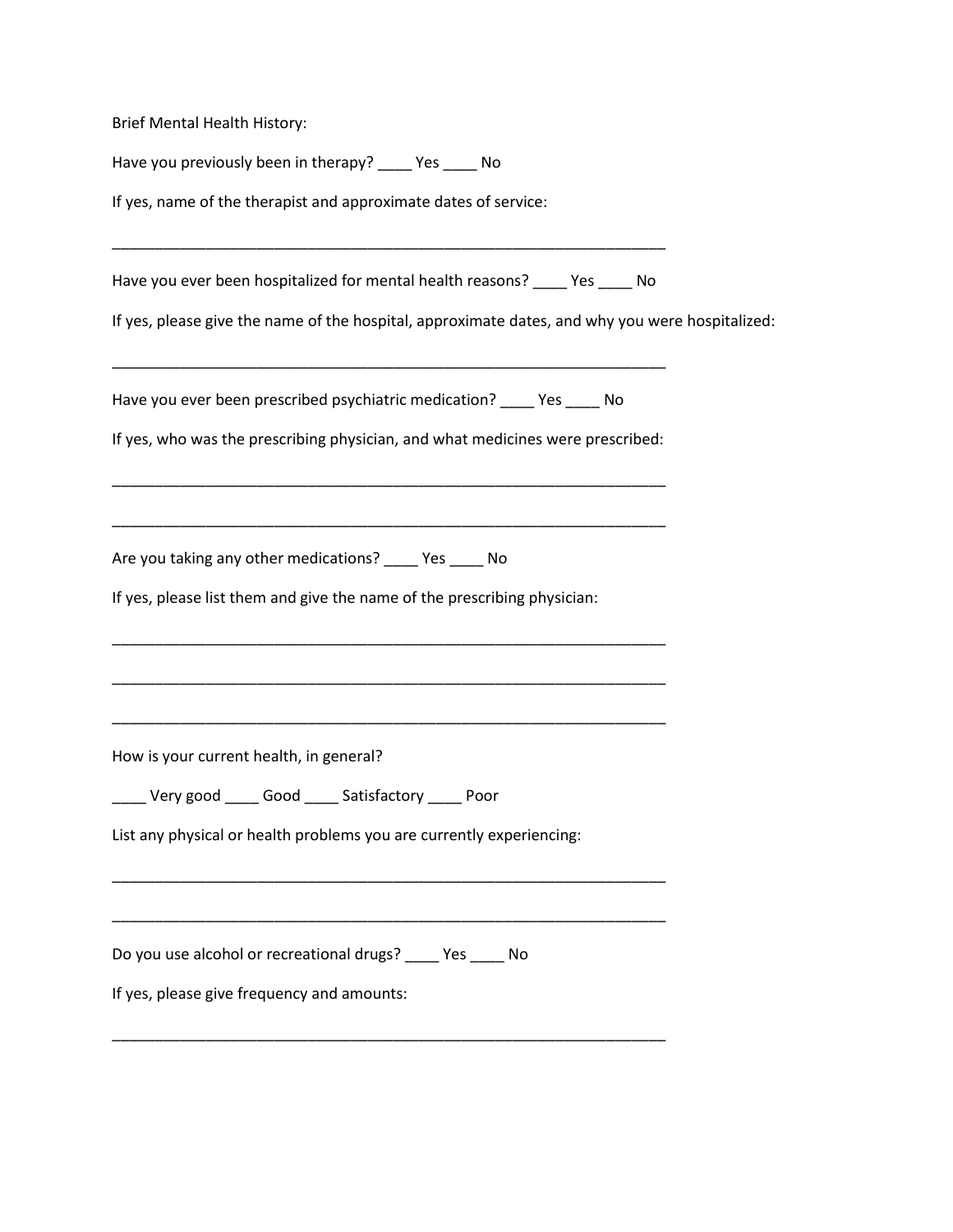Brief Mental Health History:

Have you previously been in therapy? ____ Yes ____ No

If yes, name of the therapist and approximate dates of service:

_____________________________________________________________________

Have you ever been hospitalized for mental health reasons? ____ Yes ____ No

If yes, please give the name of the hospital, approximate dates, and why you were hospitalized:

_____________________________________________________________________

Have you ever been prescribed psychiatric medication? ____ Yes ____ No

If yes, who was the prescribing physician, and what medicines were prescribed:

_____________________________________________________________________

_____________________________________________________________________

Are you taking any other medications? ____ Yes ____ No

If yes, please list them and give the name of the prescribing physician:

_____________________________________________________________________

_____________________________________________________________________

_____________________________________________________________________

How is your current health, in general?

____ Very good ____ Good ____ Satisfactory ____ Poor

List any physical or health problems you are currently experiencing:

_____________________________________________________________________

_____________________________________________________________________

Do you use alcohol or recreational drugs? ____ Yes ____ No

If yes, please give frequency and amounts:

_____________________________________________________________________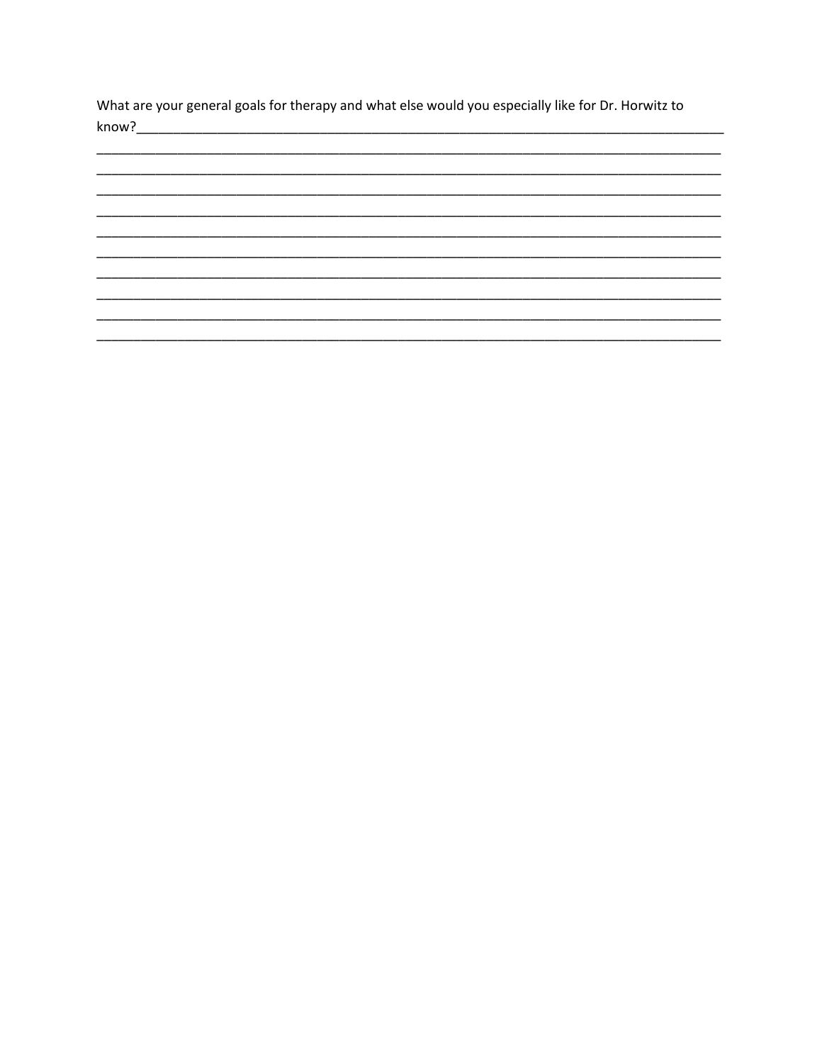What are your general goals for therapy and what else would you especially like for Dr. Horwitz to know?\_\_\_\_\_\_\_\_\_\_\_\_\_\_\_\_\_\_\_\_\_\_\_\_\_\_\_\_\_\_\_\_\_\_\_\_\_\_\_\_\_\_\_\_\_\_\_\_\_\_\_\_\_\_\_\_\_\_\_\_\_\_\_\_\_\_\_\_\_\_\_\_\_\_\_\_\_\_\_\_

\_\_\_\_\_\_\_\_\_\_\_\_\_\_\_\_\_\_\_\_\_\_\_\_\_\_\_\_\_\_\_\_\_\_\_\_\_\_\_\_\_\_\_\_\_\_\_\_\_\_\_\_\_\_\_\_\_\_\_\_\_\_\_\_\_\_\_\_\_\_\_\_\_\_\_\_\_\_\_\_\_\_\_\_\_\_\_\_

\_\_\_\_\_\_\_\_\_\_\_\_\_\_\_\_\_\_\_\_\_\_\_\_\_\_\_\_\_\_\_\_\_\_\_\_\_\_\_\_\_\_\_\_\_\_\_\_\_\_\_\_\_\_\_\_\_\_\_\_\_\_\_\_\_\_\_\_\_\_\_\_\_\_\_\_\_\_\_\_\_\_\_\_\_\_\_\_

\_\_\_\_\_\_\_\_\_\_\_\_\_\_\_\_\_\_\_\_\_\_\_\_\_\_\_\_\_\_\_\_\_\_\_\_\_\_\_\_\_\_\_\_\_\_\_\_\_\_\_\_\_\_\_\_\_\_\_\_\_\_\_\_\_\_\_\_\_\_\_\_\_\_\_\_\_\_\_\_\_\_\_\_\_\_\_\_

\_\_\_\_\_\_\_\_\_\_\_\_\_\_\_\_\_\_\_\_\_\_\_\_\_\_\_\_\_\_\_\_\_\_\_\_\_\_\_\_\_\_\_\_\_\_\_\_\_\_\_\_\_\_\_\_\_\_\_\_\_\_\_\_\_\_\_\_\_\_\_\_\_\_\_\_\_\_\_\_\_\_\_\_\_\_\_\_

\_\_\_\_\_\_\_\_\_\_\_\_\_\_\_\_\_\_\_\_\_\_\_\_\_\_\_\_\_\_\_\_\_\_\_\_\_\_\_\_\_\_\_\_\_\_\_\_\_\_\_\_\_\_\_\_\_\_\_\_\_\_\_\_\_\_\_\_\_\_\_\_\_\_\_\_\_\_\_\_\_\_\_\_\_\_\_\_

\_\_\_\_\_\_\_\_\_\_\_\_\_\_\_\_\_\_\_\_\_\_\_\_\_\_\_\_\_\_\_\_\_\_\_\_\_\_\_\_\_\_\_\_\_\_\_\_\_\_\_\_\_\_\_\_\_\_\_\_\_\_\_\_\_\_\_\_\_\_\_\_\_\_\_\_\_\_\_\_\_\_\_\_\_\_\_\_

\_\_\_\_\_\_\_\_\_\_\_\_\_\_\_\_\_\_\_\_\_\_\_\_\_\_\_\_\_\_\_\_\_\_\_\_\_\_\_\_\_\_\_\_\_\_\_\_\_\_\_\_\_\_\_\_\_\_\_\_\_\_\_\_\_\_\_\_\_\_\_\_\_\_\_\_\_\_\_\_\_\_\_\_\_\_\_\_

\_\_\_\_\_\_\_\_\_\_\_\_\_\_\_\_\_\_\_\_\_\_\_\_\_\_\_\_\_\_\_\_\_\_\_\_\_\_\_\_\_\_\_\_\_\_\_\_\_\_\_\_\_\_\_\_\_\_\_\_\_\_\_\_\_\_\_\_\_\_\_\_\_\_\_\_\_\_\_\_\_\_\_\_\_\_\_\_

\_\_\_\_\_\_\_\_\_\_\_\_\_\_\_\_\_\_\_\_\_\_\_\_\_\_\_\_\_\_\_\_\_\_\_\_\_\_\_\_\_\_\_\_\_\_\_\_\_\_\_\_\_\_\_\_\_\_\_\_\_\_\_\_\_\_\_\_\_\_\_\_\_\_\_\_\_\_\_\_\_\_\_\_\_\_\_\_

\_\_\_\_\_\_\_\_\_\_\_\_\_\_\_\_\_\_\_\_\_\_\_\_\_\_\_\_\_\_\_\_\_\_\_\_\_\_\_\_\_\_\_\_\_\_\_\_\_\_\_\_\_\_\_\_\_\_\_\_\_\_\_\_\_\_\_\_\_\_\_\_\_\_\_\_\_\_\_\_\_\_\_\_\_\_\_\_

\_\_\_\_\_\_\_\_\_\_\_\_\_\_\_\_\_\_\_\_\_\_\_\_\_\_\_\_\_\_\_\_\_\_\_\_\_\_\_\_\_\_\_\_\_\_\_\_\_\_\_\_\_\_\_\_\_\_\_\_\_\_\_\_\_\_\_\_\_\_\_\_\_\_\_\_\_\_\_\_\_\_\_\_\_\_\_\_